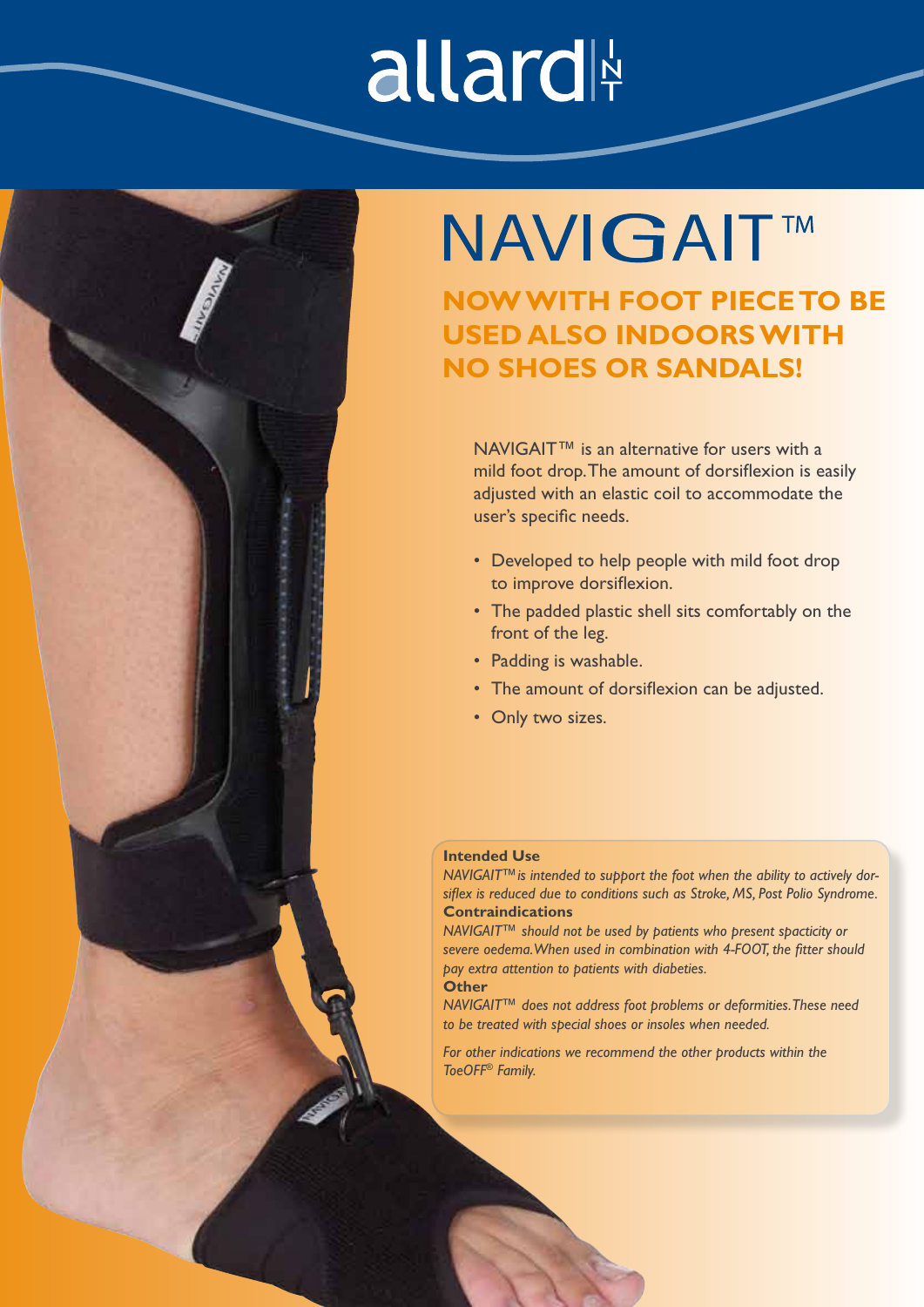allard INT

# NAVIGAIT™

## NOW WITH FOOT PIECE TO BE USED ALSO INDOORS WITH NO SHOES OR SANDALS!

NAVIGAIT™ is an alternative for users with a mild foot drop. The amount of dorsiflexion is easily adjusted with an elastic coil to accommodate the user's specific needs.

- Developed to help people with mild foot drop to improve dorsiflexion.
- The padded plastic shell sits comfortably on the front of the leg.
- Padding is washable.
- The amount of dorsiflexion can be adjusted.
- Only two sizes.

**Intended Use**

*NAVIGAIT™ is intended to support the foot when the ability to actively dorsiflex is reduced due to conditions such as Stroke, MS, Post Polio Syndrome.*

**Contraindications**

*NAVIGAIT™ should not be used by patients who present spacticity or severe oedema. When used in combination with 4-FOOT, the fitter should pay extra attention to patients with diabeties.*

**Other**

*NAVIGAIT™ does not address foot problems or deformities. These need to be treated with special shoes or insoles when needed.*

*For other indications we recommend the other products within the ToeOFF® Family.*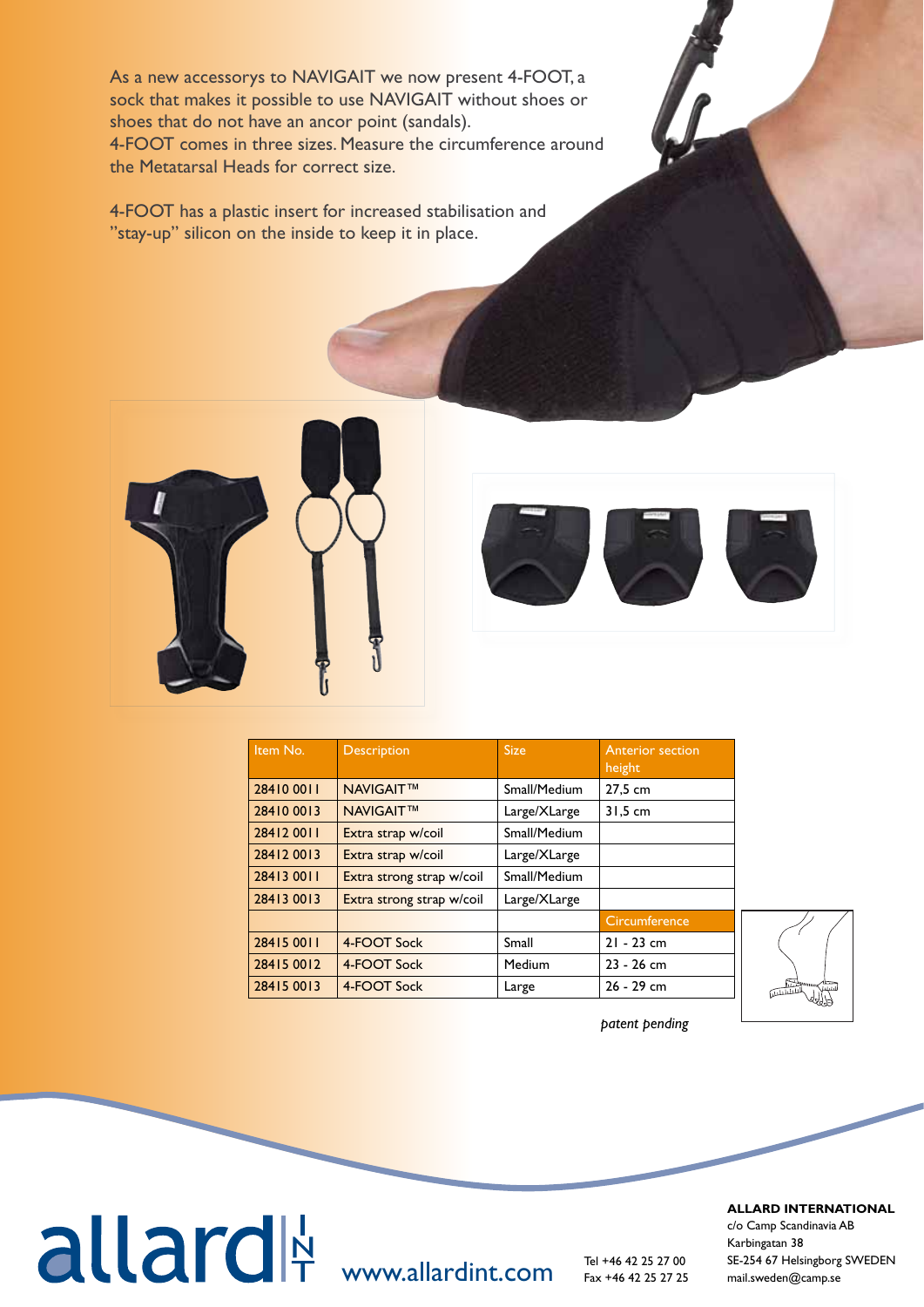As a new accessorys to NAVIGAIT we now present 4-FOOT, a sock that makes it possible to use NAVIGAIT without shoes or shoes that do not have an ancor point (sandals).
4-FOOT comes in three sizes. Measure the circumference around the Metatarsal Heads for correct size.

4-FOOT has a plastic insert for increased stabilisation and ”stay-up” silicon on the inside to keep it in place.

| Item No. | Description | Size | Anterior section height |
|---|---|---|---|
| 28410 0011 | NAVIGAIT™ | Small/Medium | 27,5 cm |
| 28410 0013 | NAVIGAIT™ | Large/XLarge | 31,5 cm |
| 28412 0011 | Extra strap w/coil | Small/Medium | |
| 28412 0013 | Extra strap w/coil | Large/XLarge | |
| 28413 0011 | Extra strong strap w/coil | Small/Medium | |
| 28413 0013 | Extra strong strap w/coil | Large/XLarge | |
| | | | Circumference |
| 28415 0011 | 4-FOOT Sock | Small | 21 - 23 cm |
| 28415 0012 | 4-FOOT Sock | Medium | 23 - 26 cm |
| 28415 0013 | 4-FOOT Sock | Large | 26 - 29 cm |

*patent pending*

allard INT www.allardint.com

Tel +46 42 25 27 00
Fax +46 42 25 27 25

**ALLARD INTERNATIONAL**
c/o Camp Scandinavia AB
Karbingatan 38
SE-254 67 Helsingborg SWEDEN
mail.sweden@camp.se